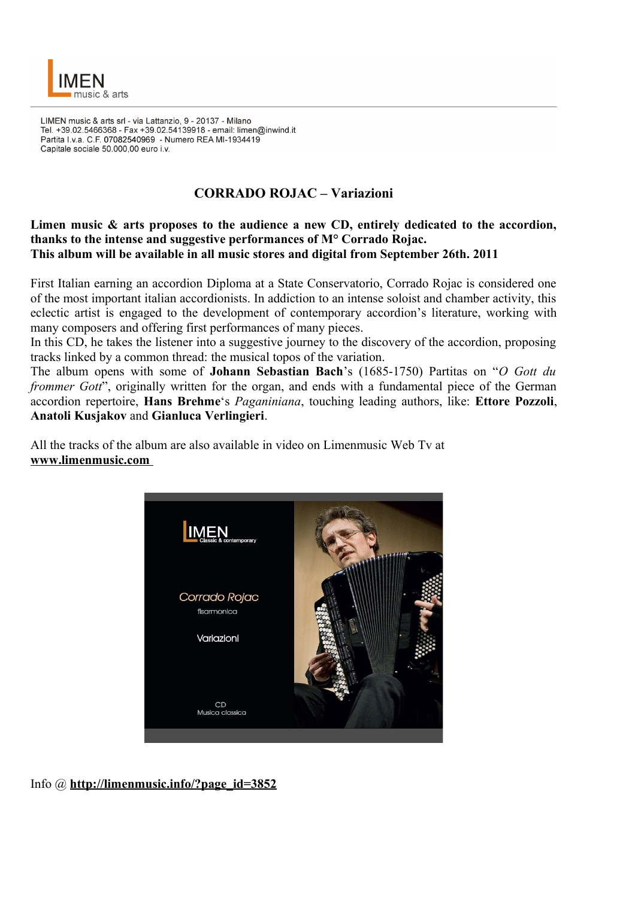LIMEN music & arts

LIMEN music & arts srl - via Lattanzio, 9 - 20137 - Milano
Tel. +39.02.5466368 - Fax +39.02.54139918 - email: limen@inwind.it
Partita I.v.a. C.F. 07082540969 - Numero REA MI-1934419
Capitale sociale 50.000,00 euro i.v.

# CORRADO ROJAC – Variazioni

**Limen music & arts proposes to the audience a new CD, entirely dedicated to the accordion, thanks to the intense and suggestive performances of M° Corrado Rojac.**
**This album will be available in all music stores and digital from September 26th. 2011**

First Italian earning an accordion Diploma at a State Conservatorio, Corrado Rojac is considered one of the most important italian accordionists. In addiction to an intense soloist and chamber activity, this eclectic artist is engaged to the development of contemporary accordion's literature, working with many composers and offering first performances of many pieces.
In this CD, he takes the listener into a suggestive journey to the discovery of the accordion, proposing tracks linked by a common thread: the musical topos of the variation.
The album opens with some of **Johann Sebastian Bach**'s (1685-1750) Partitas on "*O Gott du frommer Gott*", originally written for the organ, and ends with a fundamental piece of the German accordion repertoire, **Hans Brehme**'s *Paganiniana*, touching leading authors, like: **Ettore Pozzoli**, **Anatoli Kusjakov** and **Gianluca Verlingieri**.

All the tracks of the album are also available in video on Limenmusic Web Tv at **www.limenmusic.com**

Info @ **http://limenmusic.info/?page_id=3852**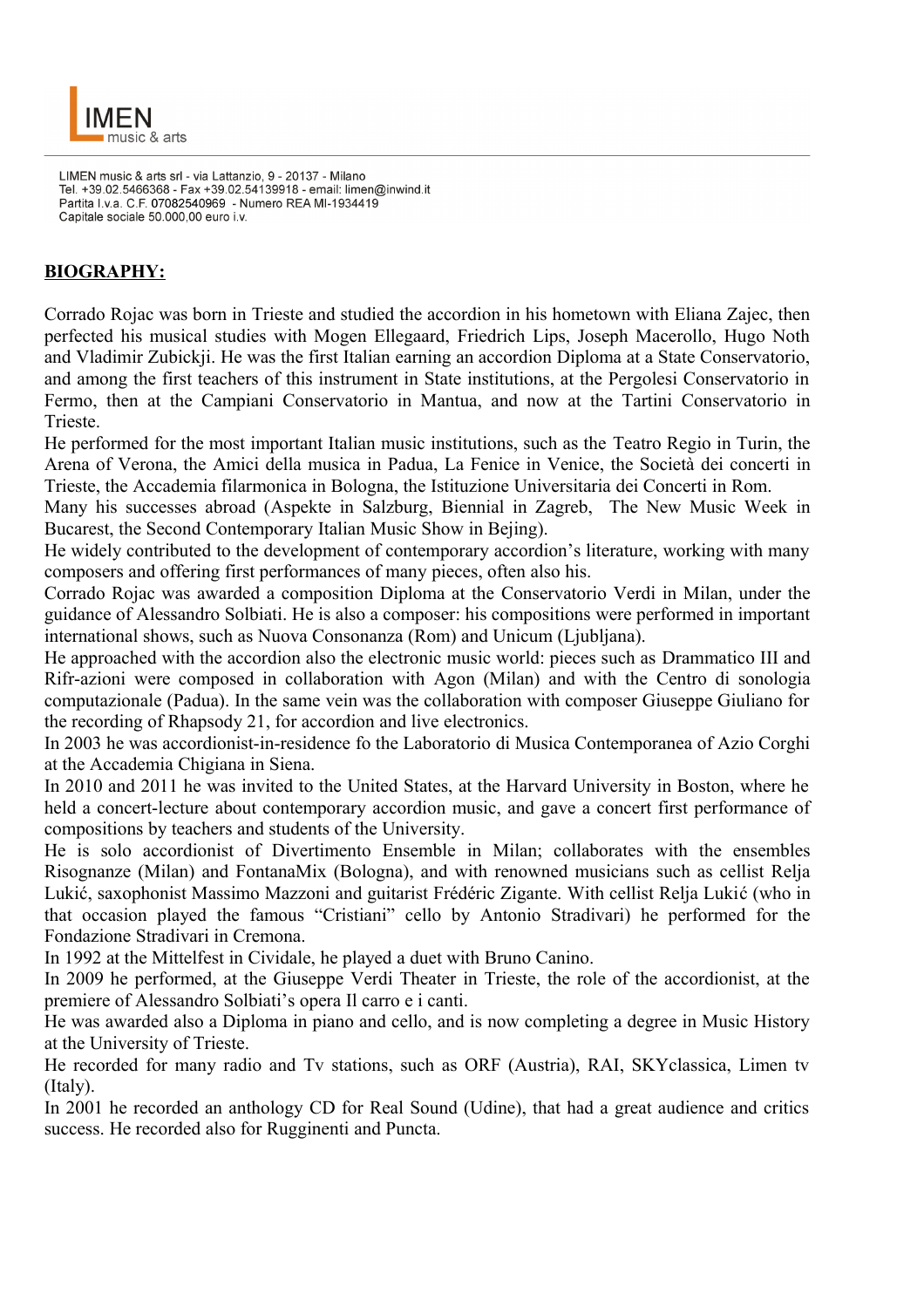LIMEN music & arts srl - via Lattanzio, 9 - 20137 - Milano
Tel. +39.02.5466368 - Fax +39.02.54139918 - email: limen@inwind.it
Partita I.v.a. C.F. 07082540969 - Numero REA MI-1934419
Capitale sociale 50.000,00 euro i.v.

**BIOGRAPHY:**

Corrado Rojac was born in Trieste and studied the accordion in his hometown with Eliana Zajec, then perfected his musical studies with Mogen Ellegaard, Friedrich Lips, Joseph Macerollo, Hugo Noth and Vladimir Zubickji. He was the first Italian earning an accordion Diploma at a State Conservatorio, and among the first teachers of this instrument in State institutions, at the Pergolesi Conservatorio in Fermo, then at the Campiani Conservatorio in Mantua, and now at the Tartini Conservatorio in Trieste.

He performed for the most important Italian music institutions, such as the Teatro Regio in Turin, the Arena of Verona, the Amici della musica in Padua, La Fenice in Venice, the Società dei concerti in Trieste, the Accademia filarmonica in Bologna, the Istituzione Universitaria dei Concerti in Rom.

Many his successes abroad (Aspekte in Salzburg, Biennial in Zagreb, The New Music Week in Bucarest, the Second Contemporary Italian Music Show in Bejing).

He widely contributed to the development of contemporary accordion's literature, working with many composers and offering first performances of many pieces, often also his.

Corrado Rojac was awarded a composition Diploma at the Conservatorio Verdi in Milan, under the guidance of Alessandro Solbiati. He is also a composer: his compositions were performed in important international shows, such as Nuova Consonanza (Rom) and Unicum (Ljubljana).

He approached with the accordion also the electronic music world: pieces such as Drammatico III and Rifr-azioni were composed in collaboration with Agon (Milan) and with the Centro di sonologia computazionale (Padua). In the same vein was the collaboration with composer Giuseppe Giuliano for the recording of Rhapsody 21, for accordion and live electronics.

In 2003 he was accordionist-in-residence fo the Laboratorio di Musica Contemporanea of Azio Corghi at the Accademia Chigiana in Siena.

In 2010 and 2011 he was invited to the United States, at the Harvard University in Boston, where he held a concert-lecture about contemporary accordion music, and gave a concert first performance of compositions by teachers and students of the University.

He is solo accordionist of Divertimento Ensemble in Milan; collaborates with the ensembles Risognanze (Milan) and FontanaMix (Bologna), and with renowned musicians such as cellist Relja Lukić, saxophonist Massimo Mazzoni and guitarist Frédéric Zigante. With cellist Relja Lukić (who in that occasion played the famous "Cristiani" cello by Antonio Stradivari) he performed for the Fondazione Stradivari in Cremona.

In 1992 at the Mittelfest in Cividale, he played a duet with Bruno Canino.

In 2009 he performed, at the Giuseppe Verdi Theater in Trieste, the role of the accordionist, at the premiere of Alessandro Solbiati's opera Il carro e i canti.

He was awarded also a Diploma in piano and cello, and is now completing a degree in Music History at the University of Trieste.

He recorded for many radio and Tv stations, such as ORF (Austria), RAI, SKYclassica, Limen tv (Italy).

In 2001 he recorded an anthology CD for Real Sound (Udine), that had a great audience and critics success. He recorded also for Rugginenti and Puncta.